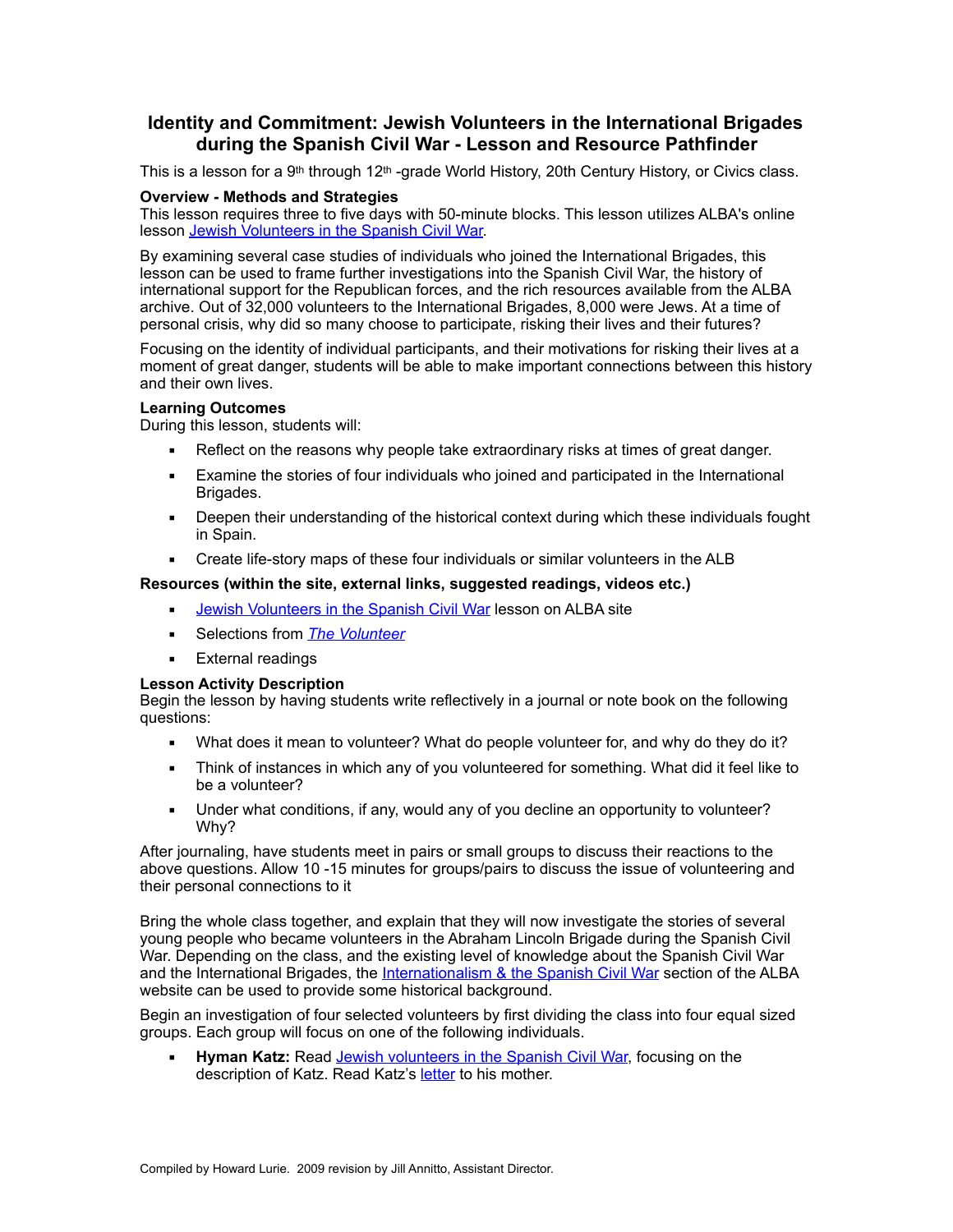# Identity and Commitment: Jewish Volunteers in the International Brigades during the Spanish Civil War - Lesson and Resource Pathfinder

This is a lesson for a 9th through 12th -grade World History, 20th Century History, or Civics class.

**Overview - Methods and Strategies**

This lesson requires three to five days with 50-minute blocks. This lesson utilizes ALBA's online lesson Jewish Volunteers in the Spanish Civil War.

By examining several case studies of individuals who joined the International Brigades, this lesson can be used to frame further investigations into the Spanish Civil War, the history of international support for the Republican forces, and the rich resources available from the ALBA archive. Out of 32,000 volunteers to the International Brigades, 8,000 were Jews. At a time of personal crisis, why did so many choose to participate, risking their lives and their futures?

Focusing on the identity of individual participants, and their motivations for risking their lives at a moment of great danger, students will be able to make important connections between this history and their own lives.

**Learning Outcomes**

During this lesson, students will:

- Reflect on the reasons why people take extraordinary risks at times of great danger.
- Examine the stories of four individuals who joined and participated in the International Brigades.
- Deepen their understanding of the historical context during which these individuals fought in Spain.
- Create life-story maps of these four individuals or similar volunteers in the ALB

**Resources (within the site, external links, suggested readings, videos etc.)**

- Jewish Volunteers in the Spanish Civil War lesson on ALBA site
- Selections from *The Volunteer*
- External readings

**Lesson Activity Description**

Begin the lesson by having students write reflectively in a journal or note book on the following questions:

- What does it mean to volunteer? What do people volunteer for, and why do they do it?
- Think of instances in which any of you volunteered for something. What did it feel like to be a volunteer?
- Under what conditions, if any, would any of you decline an opportunity to volunteer? Why?

After journaling, have students meet in pairs or small groups to discuss their reactions to the above questions. Allow 10 -15 minutes for groups/pairs to discuss the issue of volunteering and their personal connections to it

Bring the whole class together, and explain that they will now investigate the stories of several young people who became volunteers in the Abraham Lincoln Brigade during the Spanish Civil War. Depending on the class, and the existing level of knowledge about the Spanish Civil War and the International Brigades, the Internationalism & the Spanish Civil War section of the ALBA website can be used to provide some historical background.

Begin an investigation of four selected volunteers by first dividing the class into four equal sized groups. Each group will focus on one of the following individuals.

- **Hyman Katz:** Read Jewish volunteers in the Spanish Civil War, focusing on the description of Katz. Read Katz's letter to his mother.

Compiled by Howard Lurie. 2009 revision by Jill Annitto, Assistant Director.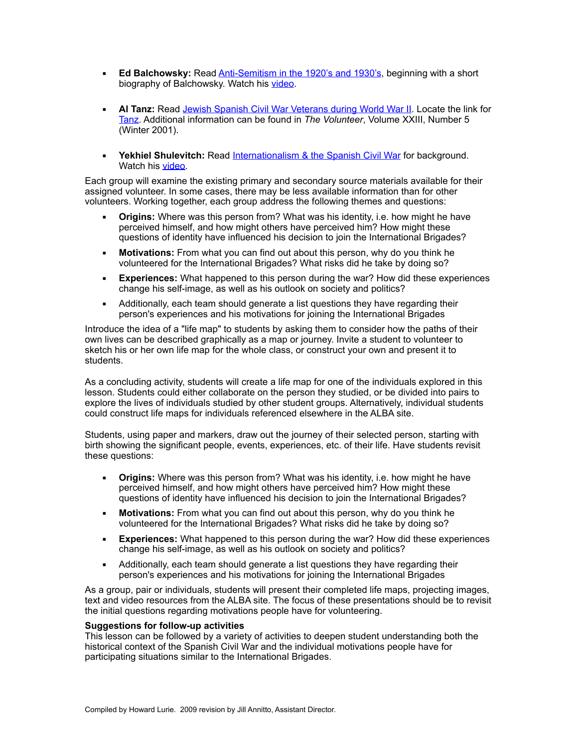- **Ed Balchowsky:** Read Anti-Semitism in the 1920's and 1930's, beginning with a short biography of Balchowsky. Watch his video.

- **Al Tanz:** Read Jewish Spanish Civil War Veterans during World War II. Locate the link for Tanz. Additional information can be found in *The Volunteer*, Volume XXIII, Number 5 (Winter 2001).

- **Yekhiel Shulevitch:** Read Internationalism & the Spanish Civil War for background. Watch his video.

Each group will examine the existing primary and secondary source materials available for their assigned volunteer. In some cases, there may be less available information than for other volunteers. Working together, each group address the following themes and questions:

- **Origins:** Where was this person from? What was his identity, i.e. how might he have perceived himself, and how might others have perceived him? How might these questions of identity have influenced his decision to join the International Brigades?
- **Motivations:** From what you can find out about this person, why do you think he volunteered for the International Brigades? What risks did he take by doing so?
- **Experiences:** What happened to this person during the war? How did these experiences change his self-image, as well as his outlook on society and politics?
- Additionally, each team should generate a list questions they have regarding their person's experiences and his motivations for joining the International Brigades

Introduce the idea of a "life map" to students by asking them to consider how the paths of their own lives can be described graphically as a map or journey. Invite a student to volunteer to sketch his or her own life map for the whole class, or construct your own and present it to students.

As a concluding activity, students will create a life map for one of the individuals explored in this lesson. Students could either collaborate on the person they studied, or be divided into pairs to explore the lives of individuals studied by other student groups. Alternatively, individual students could construct life maps for individuals referenced elsewhere in the ALBA site.

Students, using paper and markers, draw out the journey of their selected person, starting with birth showing the significant people, events, experiences, etc. of their life. Have students revisit these questions:

- **Origins:** Where was this person from? What was his identity, i.e. how might he have perceived himself, and how might others have perceived him? How might these questions of identity have influenced his decision to join the International Brigades?
- **Motivations:** From what you can find out about this person, why do you think he volunteered for the International Brigades? What risks did he take by doing so?
- **Experiences:** What happened to this person during the war? How did these experiences change his self-image, as well as his outlook on society and politics?
- Additionally, each team should generate a list questions they have regarding their person's experiences and his motivations for joining the International Brigades

As a group, pair or individuals, students will present their completed life maps, projecting images, text and video resources from the ALBA site. The focus of these presentations should be to revisit the initial questions regarding motivations people have for volunteering.

**Suggestions for follow-up activities**

This lesson can be followed by a variety of activities to deepen student understanding both the historical context of the Spanish Civil War and the individual motivations people have for participating situations similar to the International Brigades.

Compiled by Howard Lurie. 2009 revision by Jill Annitto, Assistant Director.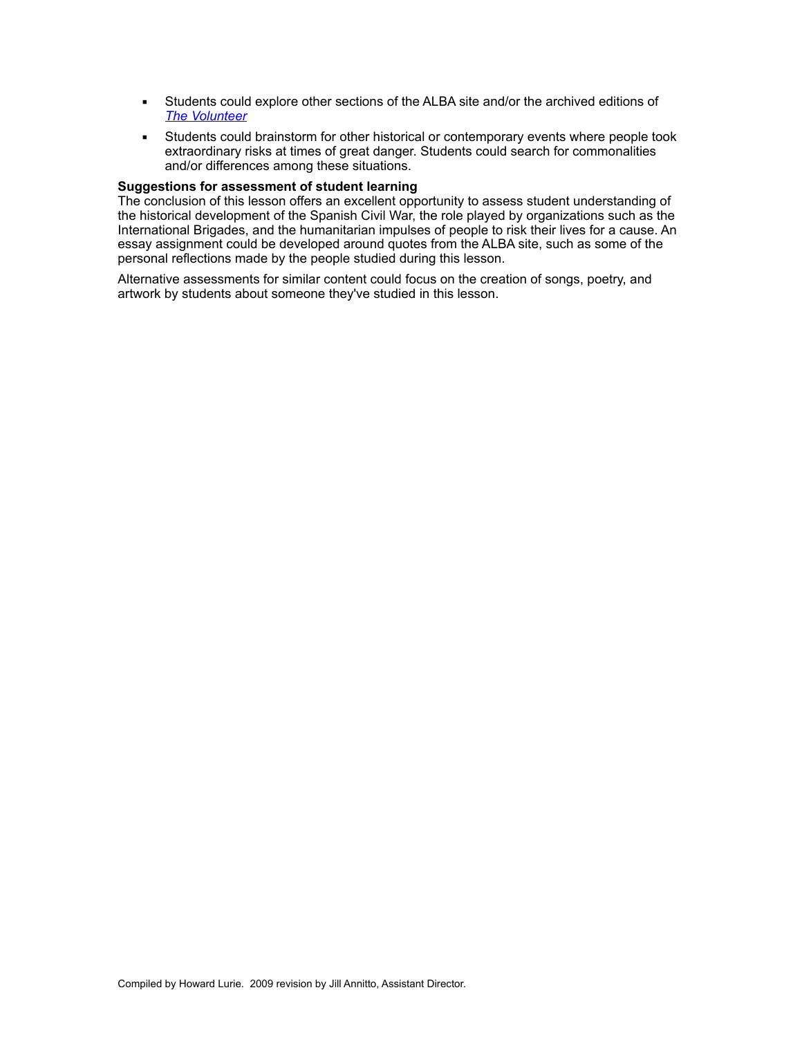- Students could explore other sections of the ALBA site and/or the archived editions of *The Volunteer*
- Students could brainstorm for other historical or contemporary events where people took extraordinary risks at times of great danger. Students could search for commonalities and/or differences among these situations.

**Suggestions for assessment of student learning**

The conclusion of this lesson offers an excellent opportunity to assess student understanding of the historical development of the Spanish Civil War, the role played by organizations such as the International Brigades, and the humanitarian impulses of people to risk their lives for a cause. An essay assignment could be developed around quotes from the ALBA site, such as some of the personal reflections made by the people studied during this lesson.

Alternative assessments for similar content could focus on the creation of songs, poetry, and artwork by students about someone they've studied in this lesson.

Compiled by Howard Lurie. 2009 revision by Jill Annitto, Assistant Director.